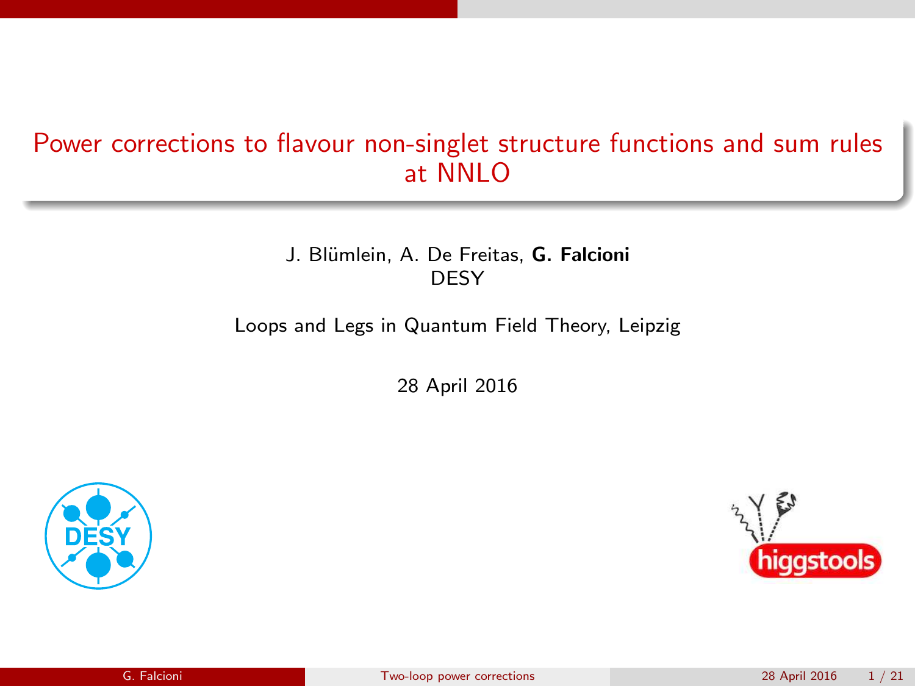# Power corrections to flavour non-singlet structure functions and sum rules at NNLO

J. Blümlein, A. De Freitas, **G. Falcioni**
DESY

Loops and Legs in Quantum Field Theory, Leipzig

28 April 2016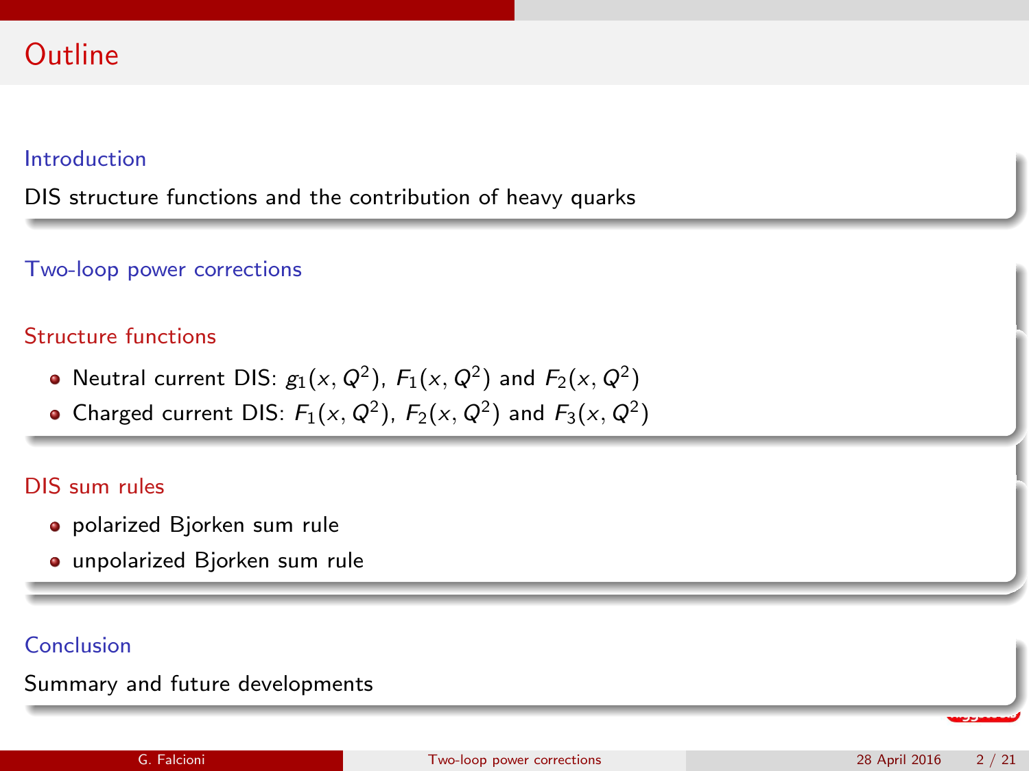# Outline

### Introduction

DIS structure functions and the contribution of heavy quarks

### Two-loop power corrections

#### Structure functions

- Neutral current DIS: $g_1(x, Q^2)$, $F_1(x, Q^2)$ and $F_2(x, Q^2)$
- Charged current DIS: $F_1(x, Q^2)$, $F_2(x, Q^2)$ and $F_3(x, Q^2)$

#### DIS sum rules

- polarized Bjorken sum rule
- unpolarized Bjorken sum rule

### Conclusion

Summary and future developments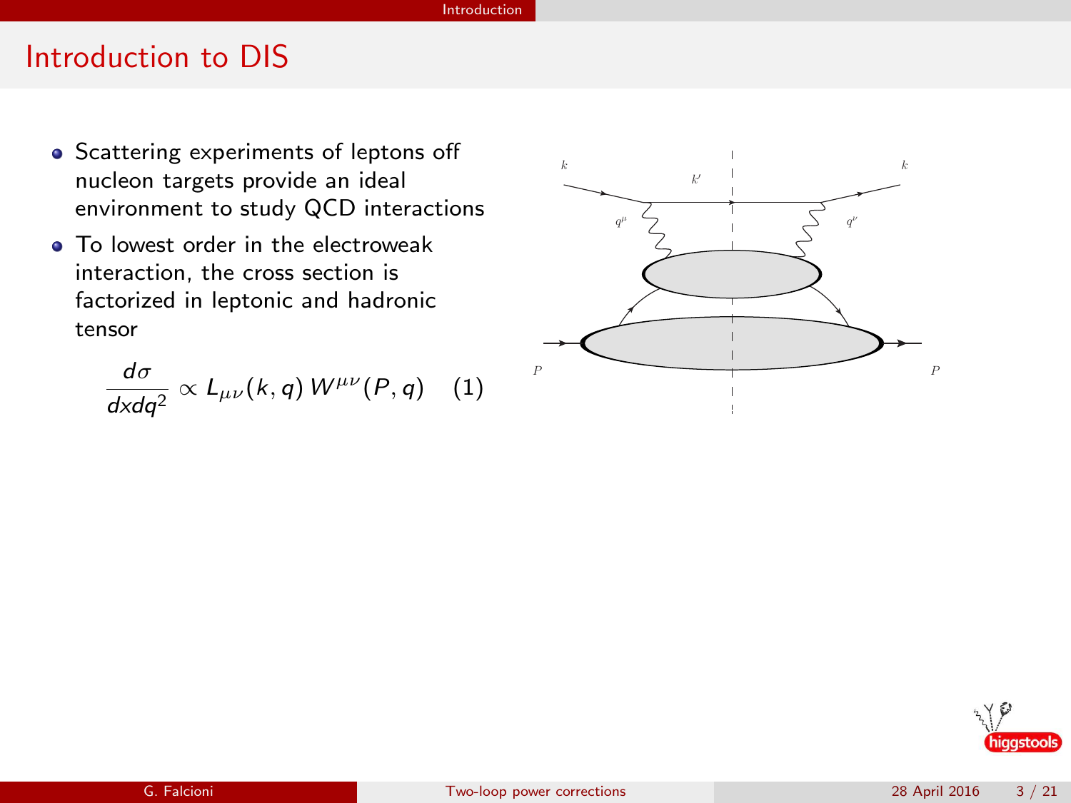# Introduction to DIS

- Scattering experiments of leptons off nucleon targets provide an ideal environment to study QCD interactions
- To lowest order in the electroweak interaction, the cross section is factorized in leptonic and hadronic tensor

$$\frac{d\sigma}{dxdq^2} \propto L_{\mu\nu}(k,q)\, W^{\mu\nu}(P,q) \quad (1)$$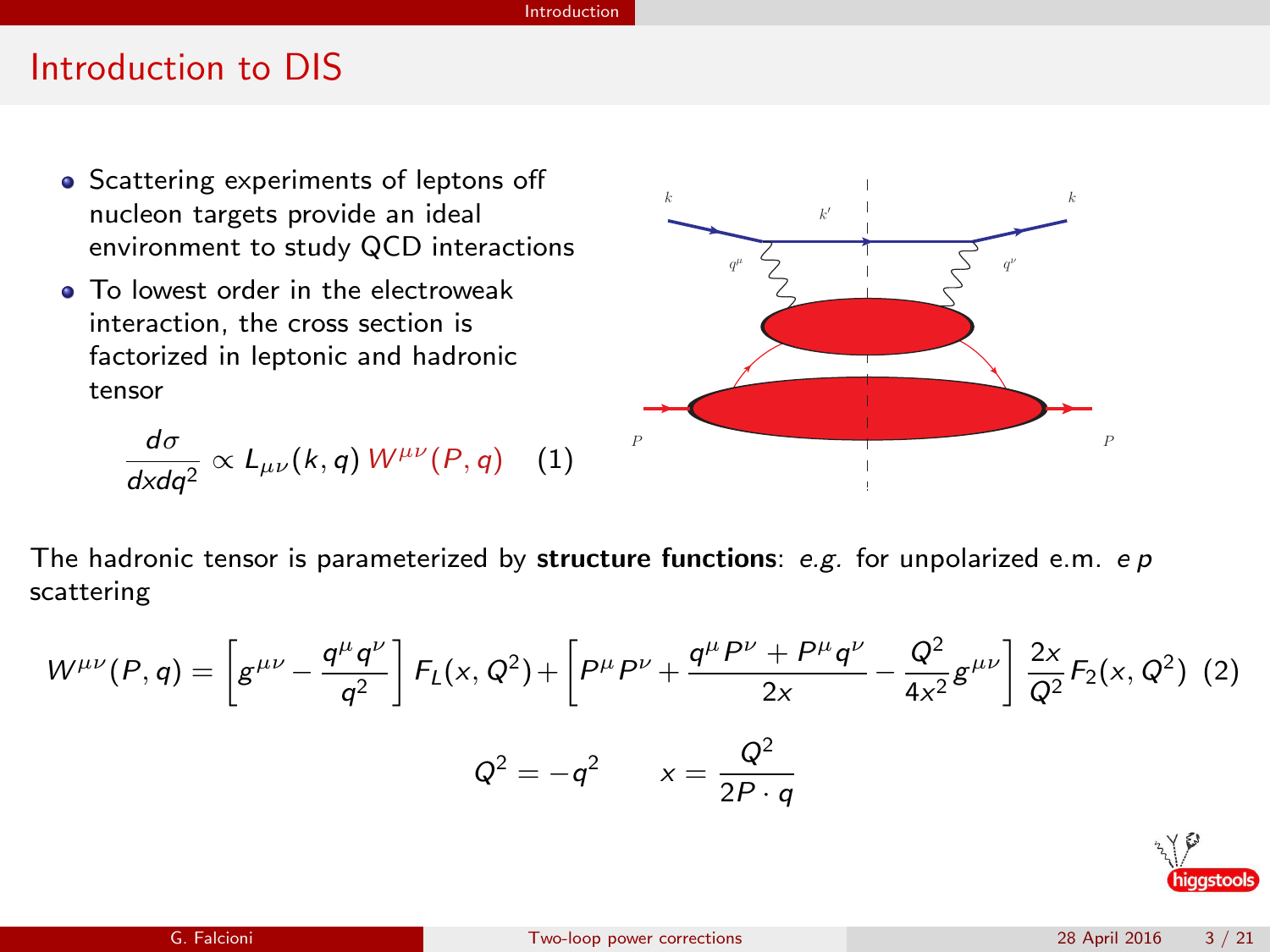# Introduction to DIS

- Scattering experiments of leptons off nucleon targets provide an ideal environment to study QCD interactions
- To lowest order in the electroweak interaction, the cross section is factorized in leptonic and hadronic tensor

$$\frac{d\sigma}{dxdq^2} \propto L_{\mu\nu}(k,q)\, W^{\mu\nu}(P,q) \quad (1)$$

The hadronic tensor is parameterized by **structure functions**: *e.g.* for unpolarized e.m. *e p* scattering

$$W^{\mu\nu}(P,q) = \left[g^{\mu\nu} - \frac{q^\mu q^\nu}{q^2}\right] F_L(x,Q^2) + \left[P^\mu P^\nu + \frac{q^\mu P^\nu + P^\mu q^\nu}{2x} - \frac{Q^2}{4x^2} g^{\mu\nu}\right] \frac{2x}{Q^2} F_2(x,Q^2) \quad (2)$$

$$Q^2 = -q^2 \qquad x = \frac{Q^2}{2P\cdot q}$$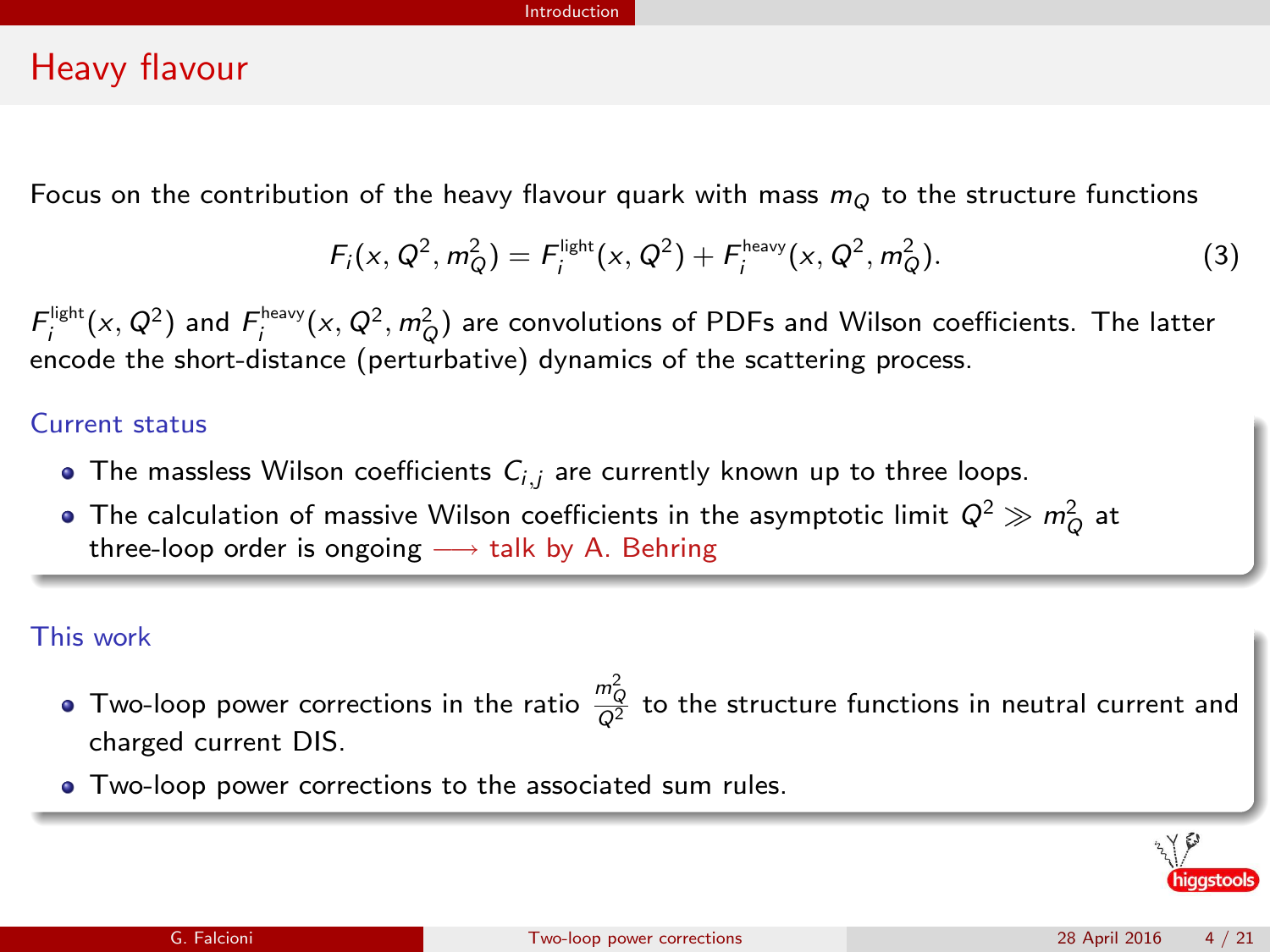# Heavy flavour

Focus on the contribution of the heavy flavour quark with mass $m_Q$ to the structure functions

$$F_i(x, Q^2, m_Q^2) = F_i^{\text{light}}(x, Q^2) + F_i^{\text{heavy}}(x, Q^2, m_Q^2). \tag{3}$$

$F_i^{\text{light}}(x, Q^2)$ and $F_i^{\text{heavy}}(x, Q^2, m_Q^2)$ are convolutions of PDFs and Wilson coefficients. The latter encode the short-distance (perturbative) dynamics of the scattering process.

### Current status

- The massless Wilson coefficients $C_{i,j}$ are currently known up to three loops.
- The calculation of massive Wilson coefficients in the asymptotic limit $Q^2 \gg m_Q^2$ at three-loop order is ongoing $\longrightarrow$ talk by A. Behring

### This work

- Two-loop power corrections in the ratio $\frac{m_Q^2}{Q^2}$ to the structure functions in neutral current and charged current DIS.
- Two-loop power corrections to the associated sum rules.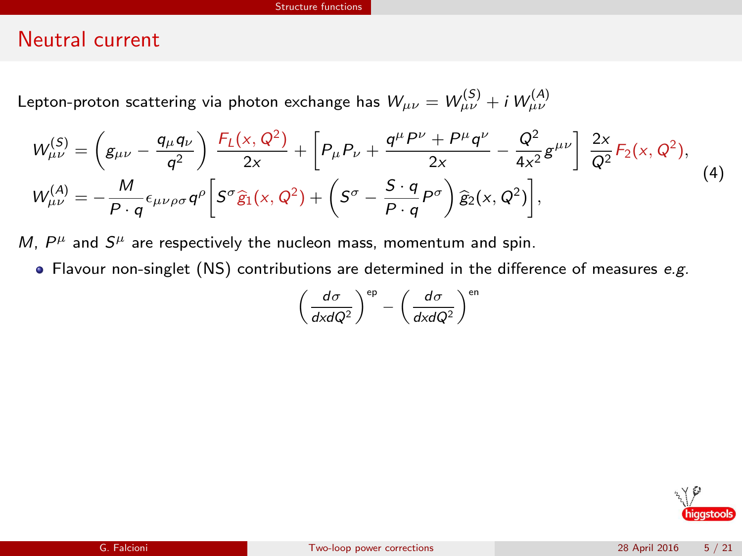## Neutral current

Lepton-proton scattering via photon exchange has $W_{\mu\nu} = W_{\mu\nu}^{(S)} + i\, W_{\mu\nu}^{(A)}$

$$
\begin{aligned}
W_{\mu\nu}^{(S)} &= \left( g_{\mu\nu} - \frac{q_\mu q_\nu}{q^2} \right) \frac{F_L(x, Q^2)}{2x} + \left[ P_\mu P_\nu + \frac{q^\mu P^\nu + P^\mu q^\nu}{2x} - \frac{Q^2}{4x^2} g^{\mu\nu} \right] \frac{2x}{Q^2} F_2(x, Q^2), \\
W_{\mu\nu}^{(A)} &= -\frac{M}{P \cdot q} \epsilon_{\mu\nu\rho\sigma} q^\rho \left[ S^\sigma \widehat{g}_1(x, Q^2) + \left( S^\sigma - \frac{S \cdot q}{P \cdot q} P^\sigma \right) \widehat{g}_2(x, Q^2) \right],
\end{aligned}
\tag{4}
$$

$M$, $P^\mu$ and $S^\mu$ are respectively the nucleon mass, momentum and spin.

- Flavour non-singlet (NS) contributions are determined in the difference of measures *e.g.*

$$
\left( \frac{d\sigma}{dx dQ^2} \right)^{\text{ep}} - \left( \frac{d\sigma}{dx dQ^2} \right)^{\text{en}}
$$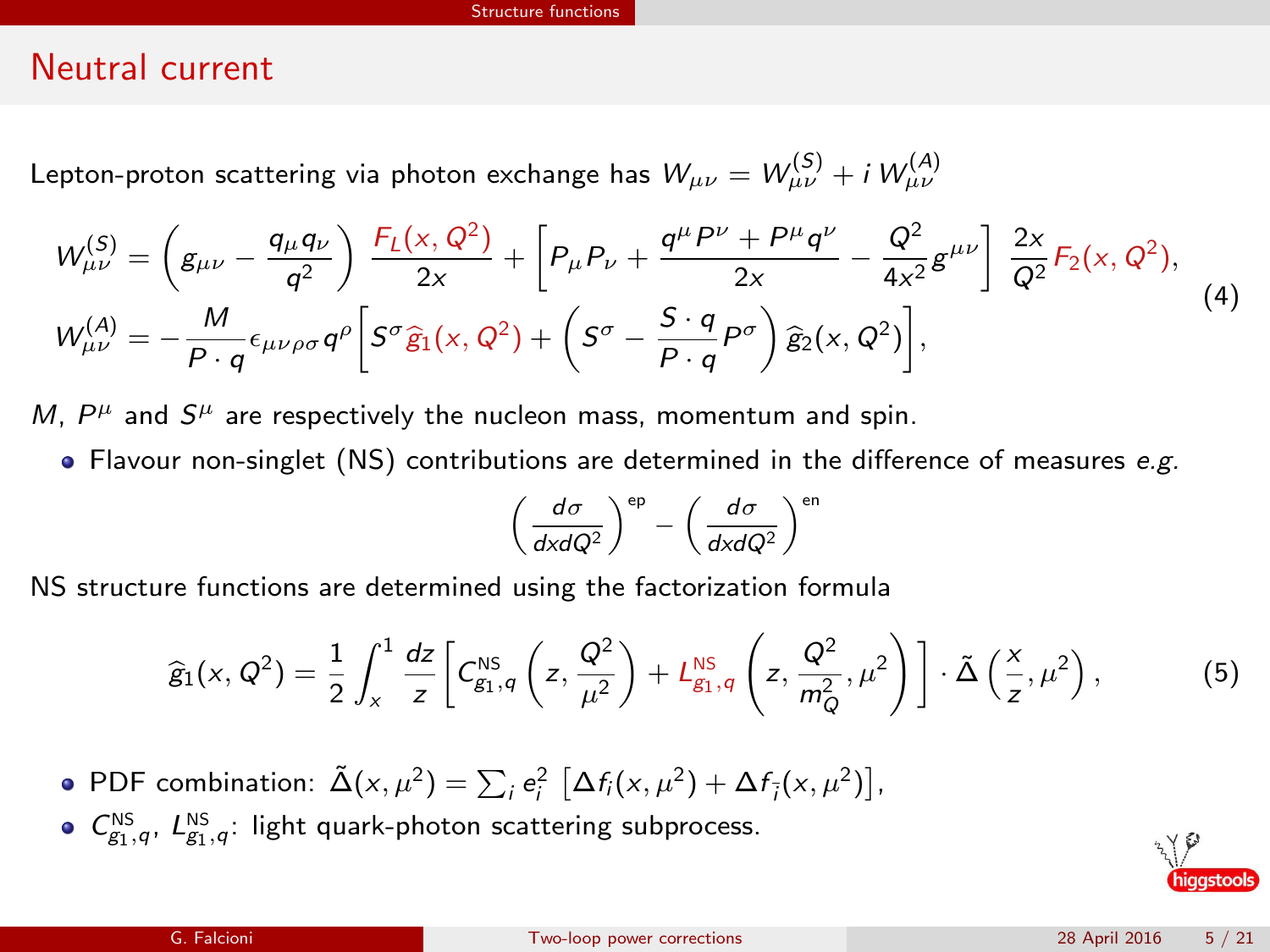## Neutral current

Lepton-proton scattering via photon exchange has $W_{\mu\nu} = W_{\mu\nu}^{(S)} + i\, W_{\mu\nu}^{(A)}$

$$
\begin{aligned}
W_{\mu\nu}^{(S)} &= \left( g_{\mu\nu} - \frac{q_\mu q_\nu}{q^2} \right) \frac{F_L(x, Q^2)}{2x} + \left[ P_\mu P_\nu + \frac{q^\mu P^\nu + P^\mu q^\nu}{2x} - \frac{Q^2}{4x^2} g^{\mu\nu} \right] \frac{2x}{Q^2} F_2(x, Q^2), \\
W_{\mu\nu}^{(A)} &= -\frac{M}{P \cdot q} \epsilon_{\mu\nu\rho\sigma} q^\rho \left[ S^\sigma \widehat{g}_1(x, Q^2) + \left( S^\sigma - \frac{S \cdot q}{P \cdot q} P^\sigma \right) \widehat{g}_2(x, Q^2) \right],
\end{aligned}
\tag{4}
$$

$M$, $P^\mu$ and $S^\mu$ are respectively the nucleon mass, momentum and spin.

- Flavour non-singlet (NS) contributions are determined in the difference of measures *e.g.*

$$
\left( \frac{d\sigma}{dx dQ^2} \right)^{\text{ep}} - \left( \frac{d\sigma}{dx dQ^2} \right)^{\text{en}}
$$

NS structure functions are determined using the factorization formula

$$
\widehat{g}_1(x, Q^2) = \frac{1}{2} \int_x^1 \frac{dz}{z} \left[ C_{g_1,q}^{\text{NS}} \left( z, \frac{Q^2}{\mu^2} \right) + L_{g_1,q}^{\text{NS}} \left( z, \frac{Q^2}{m_Q^2}, \mu^2 \right) \right] \cdot \tilde{\Delta} \left( \frac{x}{z}, \mu^2 \right), \tag{5}
$$

- PDF combination: $\tilde{\Delta}(x, \mu^2) = \sum_i e_i^2 \left[ \Delta f_i(x, \mu^2) + \Delta f_{\bar{i}}(x, \mu^2) \right]$,
- $C_{g_1,q}^{\text{NS}}$, $L_{g_1,q}^{\text{NS}}$: light quark-photon scattering subprocess.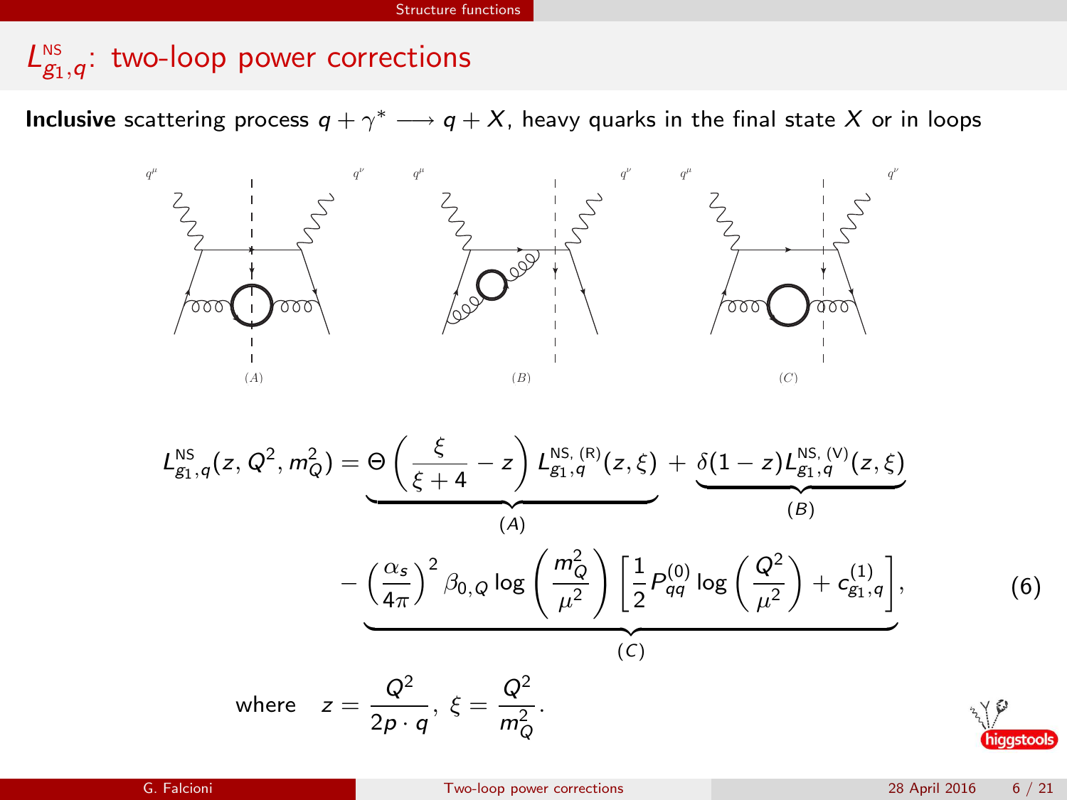## $L^{\text{NS}}_{g_1,q}$: two-loop power corrections

**Inclusive** scattering process $q + \gamma^* \longrightarrow q + X$, heavy quarks in the final state $X$ or in loops

$$L^{\text{NS}}_{g_1,q}(z, Q^2, m_Q^2) = \underbrace{\Theta\left(\frac{\xi}{\xi+4} - z\right) L^{\text{NS, (R)}}_{g_1,q}(z,\xi)}_{(A)} + \underbrace{\delta(1-z) L^{\text{NS, (V)}}_{g_1,q}(z,\xi)}_{(B)}$$

$$\underbrace{- \left(\frac{\alpha_s}{4\pi}\right)^2 \beta_{0,Q} \log\left(\frac{m_Q^2}{\mu^2}\right) \left[\frac{1}{2} P^{(0)}_{qq} \log\left(\frac{Q^2}{\mu^2}\right) + c^{(1)}_{g_1,q}\right]}_{(C)}, \qquad (6)$$

where $\quad z = \dfrac{Q^2}{2p \cdot q}, \; \xi = \dfrac{Q^2}{m_Q^2}.$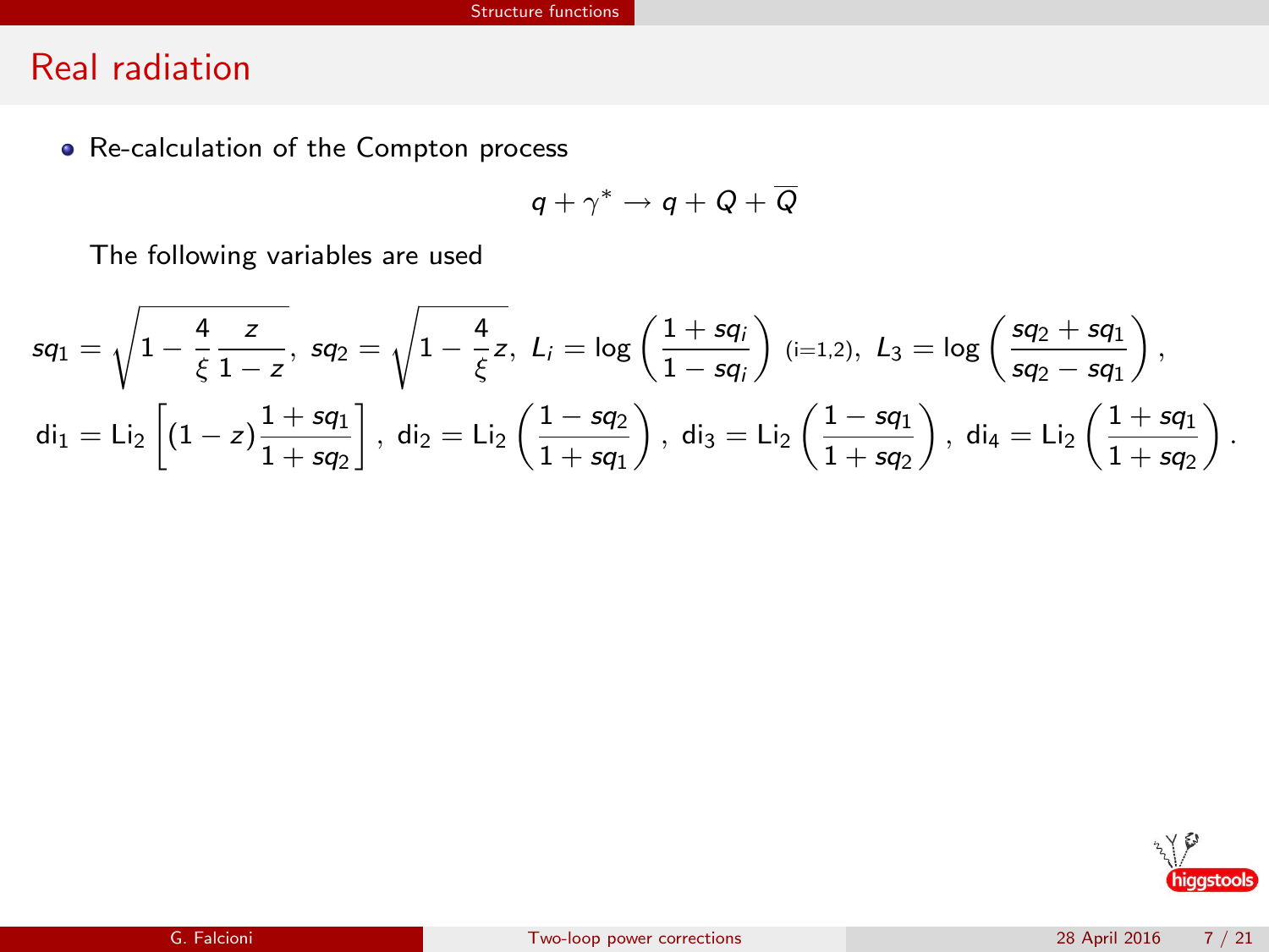## Real radiation

- Re-calculation of the Compton process

$$q + \gamma^* \to q + Q + \overline{Q}$$

The following variables are used

$$sq_1 = \sqrt{1 - \frac{4}{\xi}\frac{z}{1-z}},\ sq_2 = \sqrt{1 - \frac{4}{\xi}z},\ L_i = \log\left(\frac{1+sq_i}{1-sq_i}\right)\ \text{(i=1,2)},\ L_3 = \log\left(\frac{sq_2+sq_1}{sq_2-sq_1}\right),$$

$$\mathrm{di}_1 = \mathrm{Li}_2\left[(1-z)\frac{1+sq_1}{1+sq_2}\right],\ \mathrm{di}_2 = \mathrm{Li}_2\left(\frac{1-sq_2}{1+sq_1}\right),\ \mathrm{di}_3 = \mathrm{Li}_2\left(\frac{1-sq_1}{1+sq_2}\right),\ \mathrm{di}_4 = \mathrm{Li}_2\left(\frac{1+sq_1}{1+sq_2}\right).$$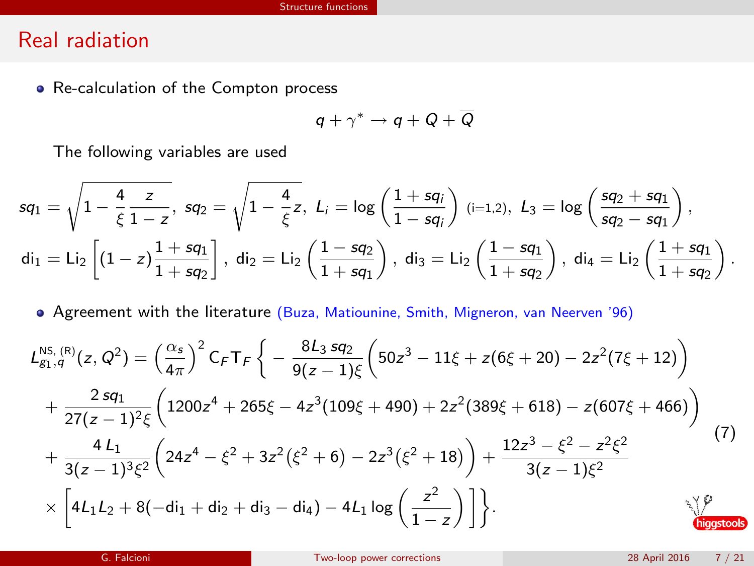## Real radiation

- Re-calculation of the Compton process

$$q + \gamma^* \to q + Q + \overline{Q}$$

The following variables are used

$$sq_1 = \sqrt{1 - \frac{4}{\xi}\frac{z}{1-z}},\ sq_2 = \sqrt{1 - \frac{4}{\xi}z},\ L_i = \log\left(\frac{1+sq_i}{1-sq_i}\right)\ \text{(i=1,2)},\ L_3 = \log\left(\frac{sq_2 + sq_1}{sq_2 - sq_1}\right),$$

$$\mathrm{di}_1 = \mathrm{Li}_2\left[(1-z)\frac{1+sq_1}{1+sq_2}\right],\ \mathrm{di}_2 = \mathrm{Li}_2\left(\frac{1-sq_2}{1+sq_1}\right),\ \mathrm{di}_3 = \mathrm{Li}_2\left(\frac{1-sq_1}{1+sq_2}\right),\ \mathrm{di}_4 = \mathrm{Li}_2\left(\frac{1+sq_1}{1+sq_2}\right).$$

- Agreement with the literature (Buza, Matiounine, Smith, Migneron, van Neerven '96)

$$\begin{aligned}
L_{g_1,q}^{\mathrm{NS,\,(R)}}(z,Q^2) = \left(\frac{\alpha_s}{4\pi}\right)^2 \mathrm{C}_F \mathrm{T}_F \Bigg\{ & -\frac{8L_3\, sq_2}{9(z-1)\xi}\Big(50z^3 - 11\xi + z(6\xi+20) - 2z^2(7\xi+12)\Big) \\
& + \frac{2\, sq_1}{27(z-1)^2\xi}\Big(1200z^4 + 265\xi - 4z^3(109\xi+490) + 2z^2(389\xi+618) - z(607\xi+466)\Big) \\
& + \frac{4\, L_1}{3(z-1)^3\xi^2}\Big(24z^4 - \xi^2 + 3z^2(\xi^2+6) - 2z^3(\xi^2+18)\Big) + \frac{12z^3 - \xi^2 - z^2\xi^2}{3(z-1)\xi^2} \\
& \times \left[4L_1L_2 + 8(-\mathrm{di}_1 + \mathrm{di}_2 + \mathrm{di}_3 - \mathrm{di}_4) - 4L_1\log\left(\frac{z^2}{1-z}\right)\right]\Bigg\}.
\end{aligned} \tag{7}$$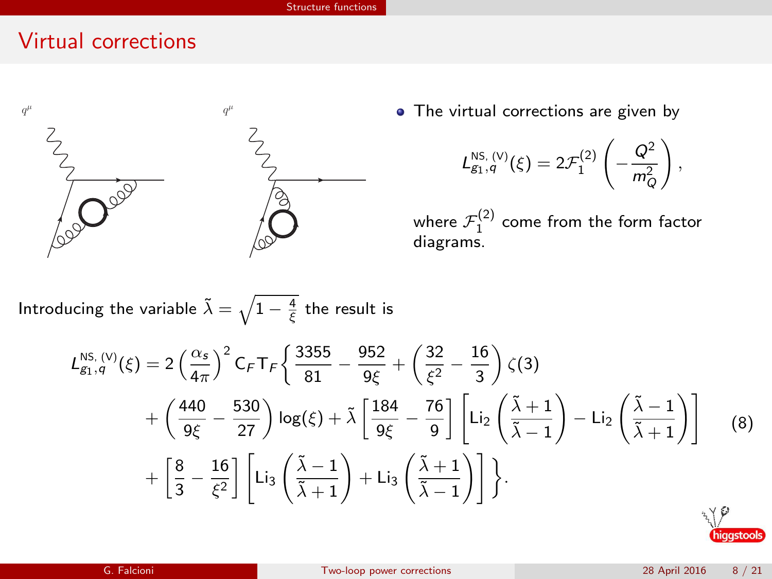## Virtual corrections

- The virtual corrections are given by

$$L_{g_1,q}^{\text{NS, (V)}}(\xi) = 2\mathcal{F}_1^{(2)}\left(-\frac{Q^2}{m_Q^2}\right),$$

where $\mathcal{F}_1^{(2)}$ come from the form factor diagrams.

Introducing the variable $\tilde{\lambda} = \sqrt{1 - \frac{4}{\xi}}$ the result is

$$\begin{aligned}
L_{g_1,q}^{\text{NS, (V)}}(\xi) = 2\left(\frac{\alpha_s}{4\pi}\right)^2 \mathrm{C}_F\mathrm{T}_F\Bigg\{ & \frac{3355}{81} - \frac{952}{9\xi} + \left(\frac{32}{\xi^2} - \frac{16}{3}\right)\zeta(3) \\
& + \left(\frac{440}{9\xi} - \frac{530}{27}\right)\log(\xi) + \tilde{\lambda}\left[\frac{184}{9\xi} - \frac{76}{9}\right]\left[\mathrm{Li}_2\left(\frac{\tilde{\lambda}+1}{\tilde{\lambda}-1}\right) - \mathrm{Li}_2\left(\frac{\tilde{\lambda}-1}{\tilde{\lambda}+1}\right)\right] \\
& + \left[\frac{8}{3} - \frac{16}{\xi^2}\right]\left[\mathrm{Li}_3\left(\frac{\tilde{\lambda}-1}{\tilde{\lambda}+1}\right) + \mathrm{Li}_3\left(\frac{\tilde{\lambda}+1}{\tilde{\lambda}-1}\right)\right]\Bigg\}.
\end{aligned} \tag{8}$$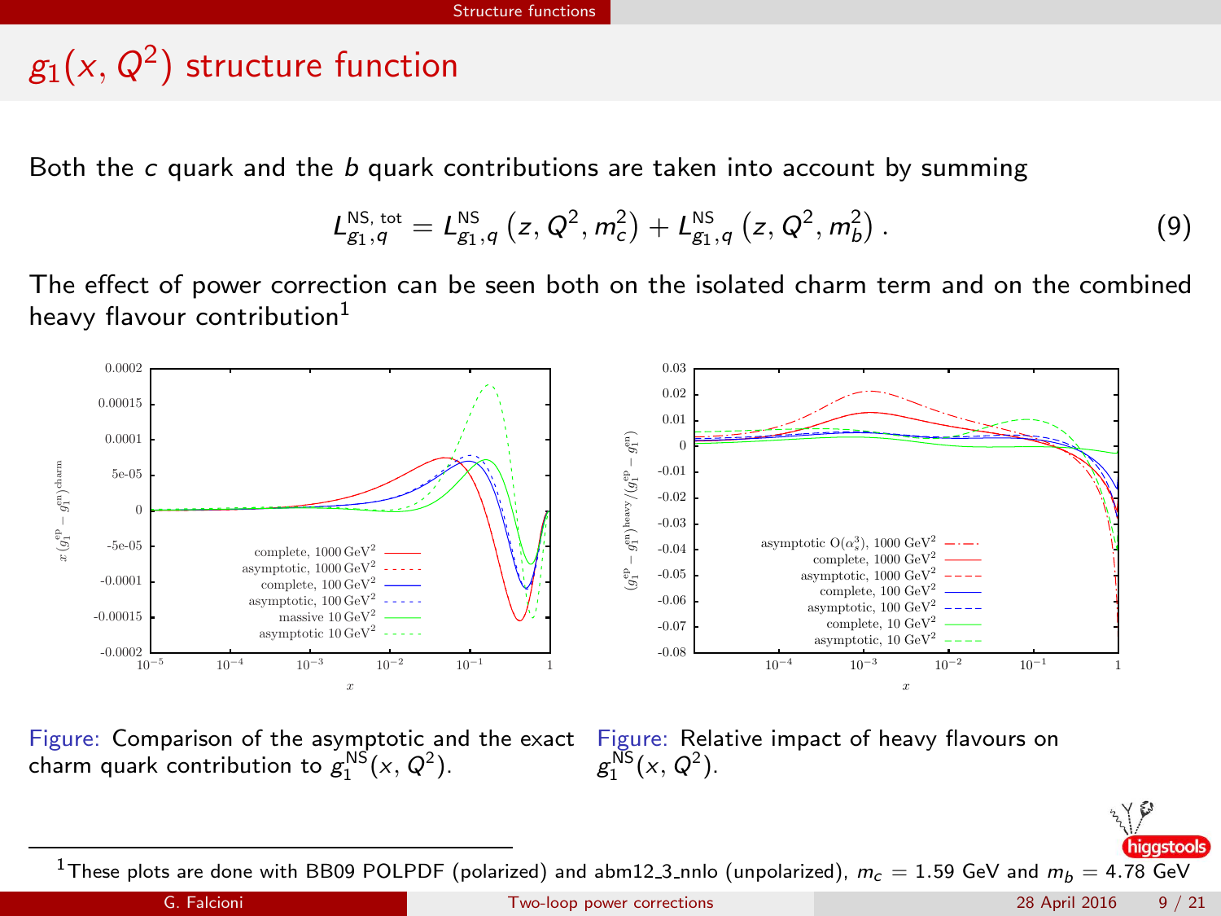# $g_1(x, Q^2)$ structure function

Both the $c$ quark and the $b$ quark contributions are taken into account by summing

$$L_{g_1,q}^{\mathrm{NS,\,tot}} = L_{g_1,q}^{\mathrm{NS}}\left(z, Q^2, m_c^2\right) + L_{g_1,q}^{\mathrm{NS}}\left(z, Q^2, m_b^2\right). \tag{9}$$

The effect of power correction can be seen both on the isolated charm term and on the combined heavy flavour contribution[1]

Figure: Comparison of the asymptotic and the exact charm quark contribution to $g_1^{\mathrm{NS}}(x, Q^2)$.

Figure: Relative impact of heavy flavours on $g_1^{\mathrm{NS}}(x, Q^2)$.

[1] These plots are done with BB09 POLPDF (polarized) and abm12_3_nnlo (unpolarized), $m_c = 1.59$ GeV and $m_b = 4.78$ GeV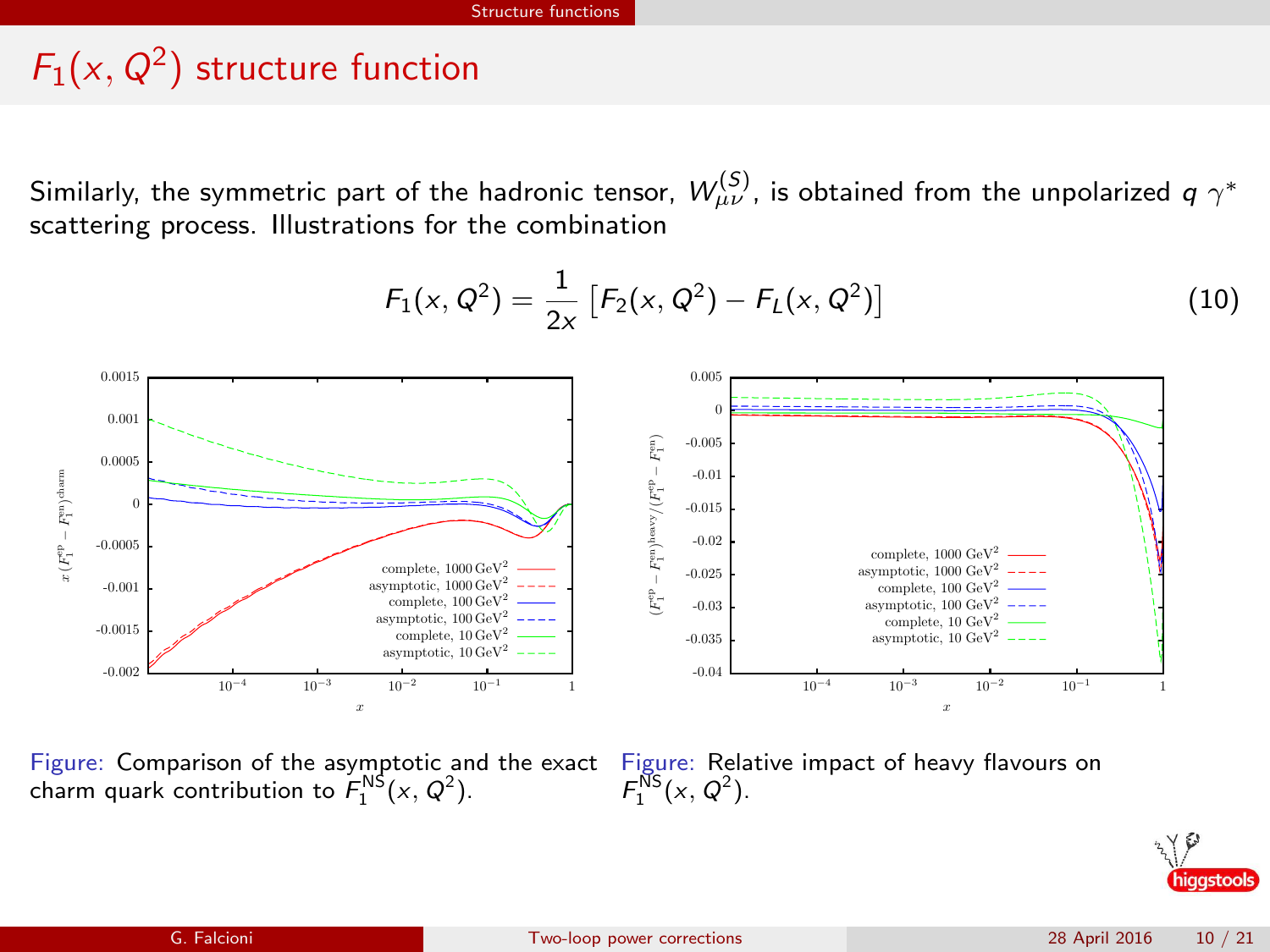# $F_1(x, Q^2)$ structure function

Similarly, the symmetric part of the hadronic tensor, $W_{\mu\nu}^{(S)}$, is obtained from the unpolarized $q\ \gamma^*$ scattering process. Illustrations for the combination

$$F_1(x, Q^2) = \frac{1}{2x}\left[F_2(x, Q^2) - F_L(x, Q^2)\right] \tag{10}$$

Figure: Comparison of the asymptotic and the exact charm quark contribution to $F_1^{\mathrm{NS}}(x, Q^2)$.

Figure: Relative impact of heavy flavours on $F_1^{\mathrm{NS}}(x, Q^2)$.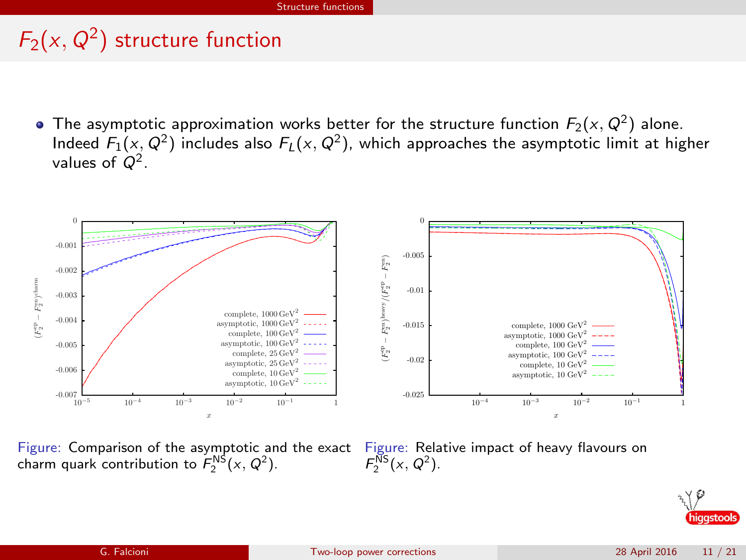# $F_2(x, Q^2)$ structure function

- The asymptotic approximation works better for the structure function $F_2(x, Q^2)$ alone. Indeed $F_1(x, Q^2)$ includes also $F_L(x, Q^2)$, which approaches the asymptotic limit at higher values of $Q^2$.

Figure: Comparison of the asymptotic and the exact charm quark contribution to $F_2^{\rm NS}(x, Q^2)$.

Figure: Relative impact of heavy flavours on $F_2^{\rm NS}(x, Q^2)$.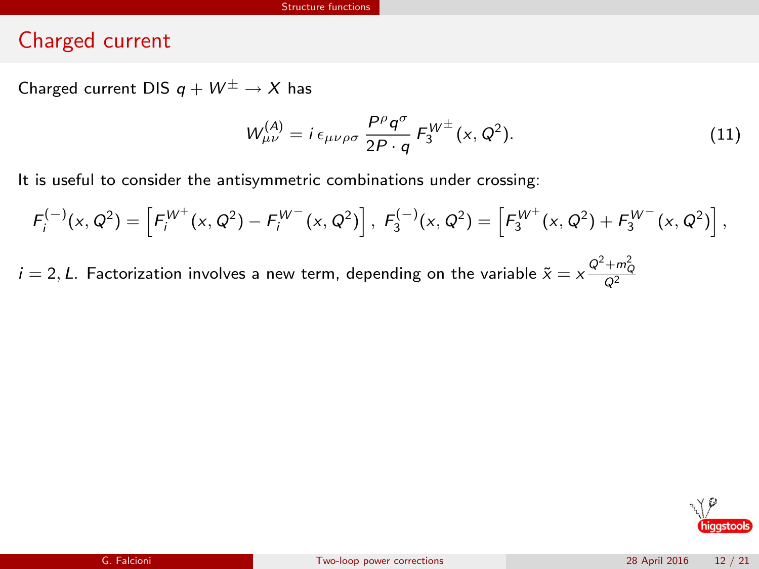## Charged current

Charged current DIS $q + W^{\pm} \to X$ has

$$W_{\mu\nu}^{(A)} = i\,\epsilon_{\mu\nu\rho\sigma}\,\frac{P^{\rho} q^{\sigma}}{2P \cdot q}\,F_3^{W^{\pm}}(x, Q^2). \tag{11}$$

It is useful to consider the antisymmetric combinations under crossing:

$$F_i^{(-)}(x, Q^2) = \left[F_i^{W^+}(x, Q^2) - F_i^{W^-}(x, Q^2)\right],\ F_3^{(-)}(x, Q^2) = \left[F_3^{W^+}(x, Q^2) + F_3^{W^-}(x, Q^2)\right],$$

$i = 2, L$. Factorization involves a new term, depending on the variable $\tilde{x} = x\frac{Q^2 + m_Q^2}{Q^2}$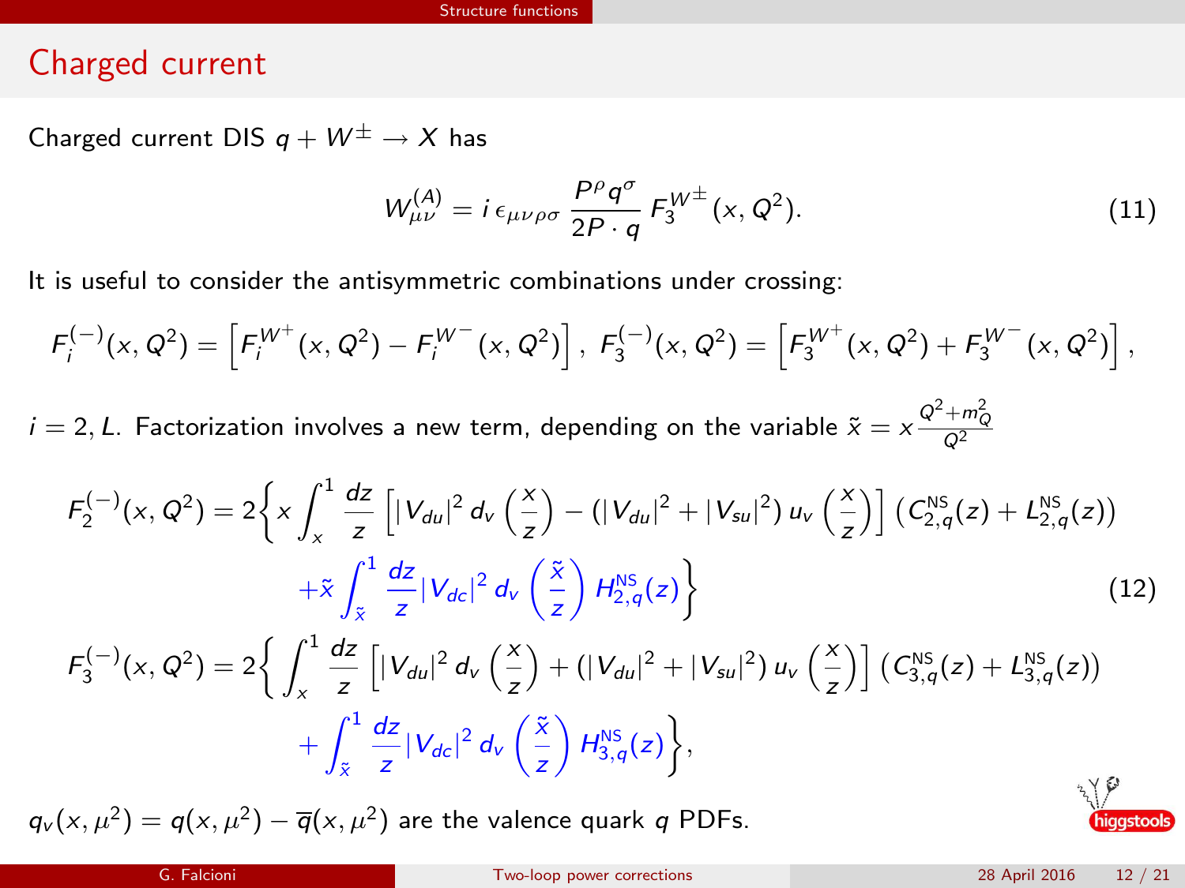# Charged current

Charged current DIS $q + W^{\pm} \to X$ has

$$W_{\mu\nu}^{(A)} = i\,\epsilon_{\mu\nu\rho\sigma}\,\frac{P^\rho q^\sigma}{2P\cdot q}\,F_3^{W^\pm}(x,Q^2). \tag{11}$$

It is useful to consider the antisymmetric combinations under crossing:

$$F_i^{(-)}(x,Q^2) = \left[F_i^{W^+}(x,Q^2) - F_i^{W^-}(x,Q^2)\right],\; F_3^{(-)}(x,Q^2) = \left[F_3^{W^+}(x,Q^2) + F_3^{W^-}(x,Q^2)\right],$$

$i = 2, L$. Factorization involves a new term, depending on the variable $\tilde{x} = x\frac{Q^2+m_Q^2}{Q^2}$

$$\begin{aligned}
F_2^{(-)}(x,Q^2) = 2\Bigg\{ & x\int_x^1 \frac{dz}{z}\left[|V_{du}|^2\, d_v\left(\frac{x}{z}\right) - (|V_{du}|^2 + |V_{su}|^2)\, u_v\left(\frac{x}{z}\right)\right]\left(C_{2,q}^{\rm NS}(z) + L_{2,q}^{\rm NS}(z)\right) \\
& + \tilde{x}\int_{\tilde{x}}^1 \frac{dz}{z}|V_{dc}|^2\, d_v\left(\frac{\tilde{x}}{z}\right) H_{2,q}^{\rm NS}(z)\Bigg\} \qquad (12) \\
F_3^{(-)}(x,Q^2) = 2\Bigg\{ & \int_x^1 \frac{dz}{z}\left[|V_{du}|^2\, d_v\left(\frac{x}{z}\right) + (|V_{du}|^2 + |V_{su}|^2)\, u_v\left(\frac{x}{z}\right)\right]\left(C_{3,q}^{\rm NS}(z) + L_{3,q}^{\rm NS}(z)\right) \\
& + \int_{\tilde{x}}^1 \frac{dz}{z}|V_{dc}|^2\, d_v\left(\frac{\tilde{x}}{z}\right) H_{3,q}^{\rm NS}(z)\Bigg\},
\end{aligned}$$

$q_v(x,\mu^2) = q(x,\mu^2) - \overline{q}(x,\mu^2)$ are the valence quark $q$ PDFs.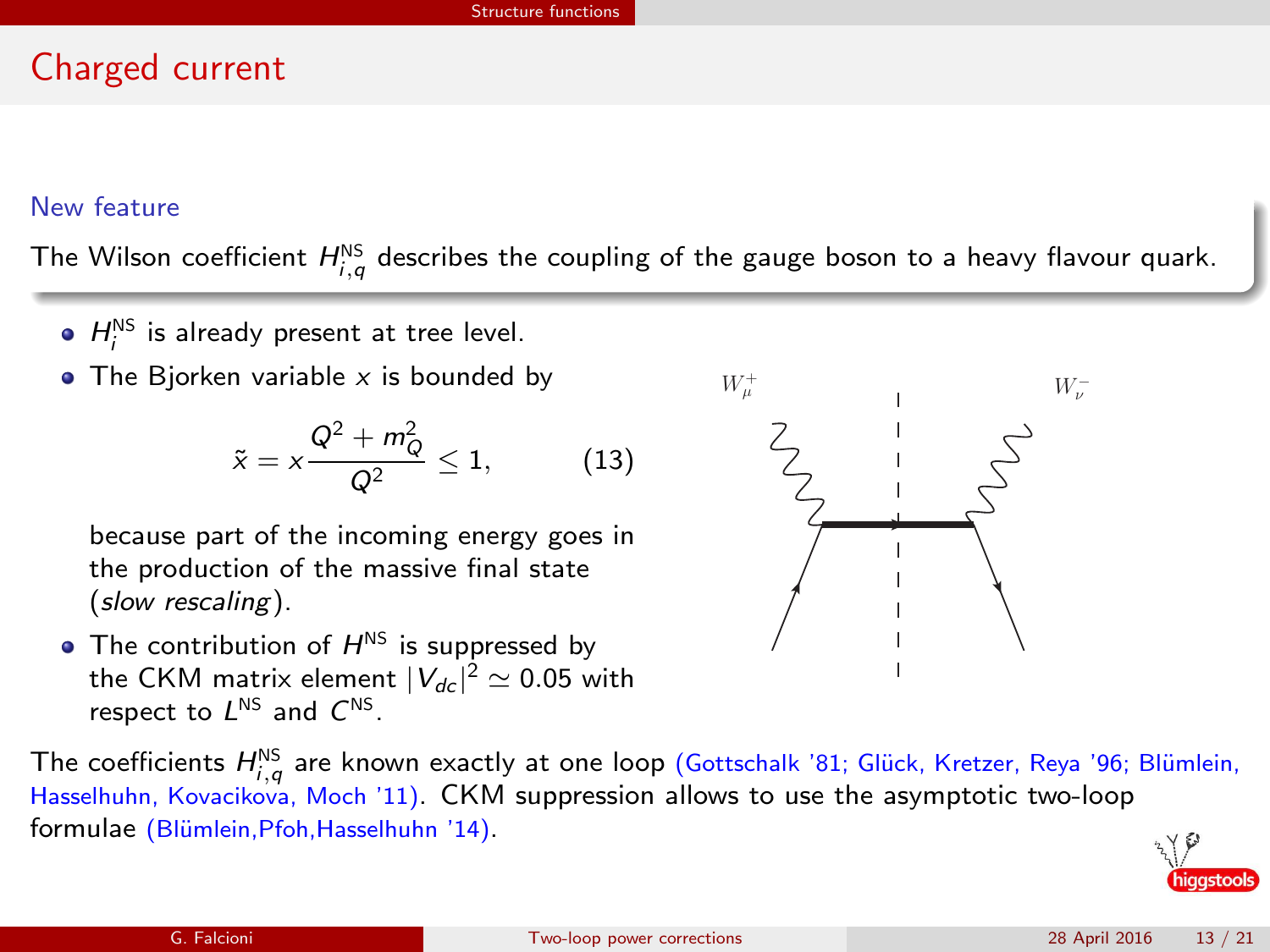# Charged current

**New feature**

The Wilson coefficient $H_{i,q}^{\mathrm{NS}}$ describes the coupling of the gauge boson to a heavy flavour quark.

- $H_i^{\mathrm{NS}}$ is already present at tree level.
- The Bjorken variable $x$ is bounded by

$$\tilde{x} = x\frac{Q^2 + m_Q^2}{Q^2} \leq 1, \qquad (13)$$

  because part of the incoming energy goes in the production of the massive final state (*slow rescaling*).
- The contribution of $H^{\mathrm{NS}}$ is suppressed by the CKM matrix element $|V_{dc}|^2 \simeq 0.05$ with respect to $L^{\mathrm{NS}}$ and $C^{\mathrm{NS}}$.

The coefficients $H_{i,q}^{\mathrm{NS}}$ are known exactly at one loop (Gottschalk '81; Glück, Kretzer, Reya '96; Blümlein, Hasselhuhn, Kovacikova, Moch '11). CKM suppression allows to use the asymptotic two-loop formulae (Blümlein,Pfoh,Hasselhuhn '14).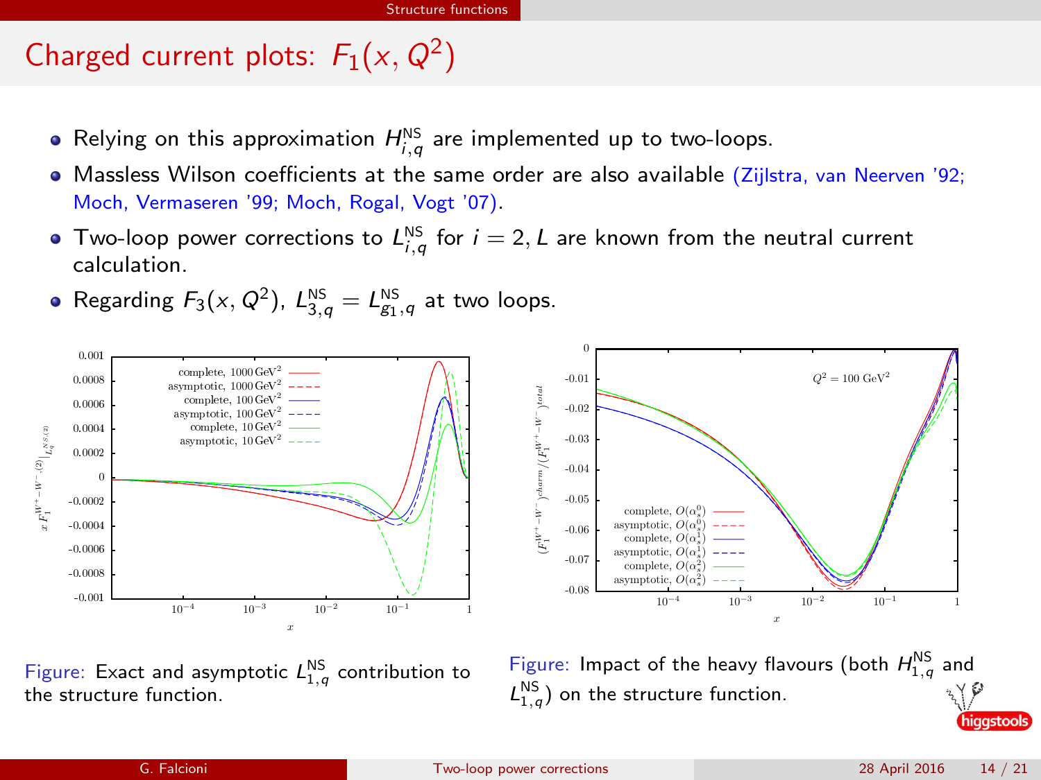# Charged current plots: $F_1(x, Q^2)$

- Relying on this approximation $H^{\text{NS}}_{i,q}$ are implemented up to two-loops.
- Massless Wilson coefficients at the same order are also available (Zijlstra, van Neerven '92; Moch, Vermaseren '99; Moch, Rogal, Vogt '07).
- Two-loop power corrections to $L^{\text{NS}}_{i,q}$ for $i = 2, L$ are known from the neutral current calculation.
- Regarding $F_3(x, Q^2)$, $L^{\text{NS}}_{3,q} = L^{\text{NS}}_{g_1,q}$ at two loops.

Figure: Exact and asymptotic $L^{\text{NS}}_{1,q}$ contribution to the structure function.

Figure: Impact of the heavy flavours (both $H^{\text{NS}}_{1,q}$ and $L^{\text{NS}}_{1,q}$) on the structure function.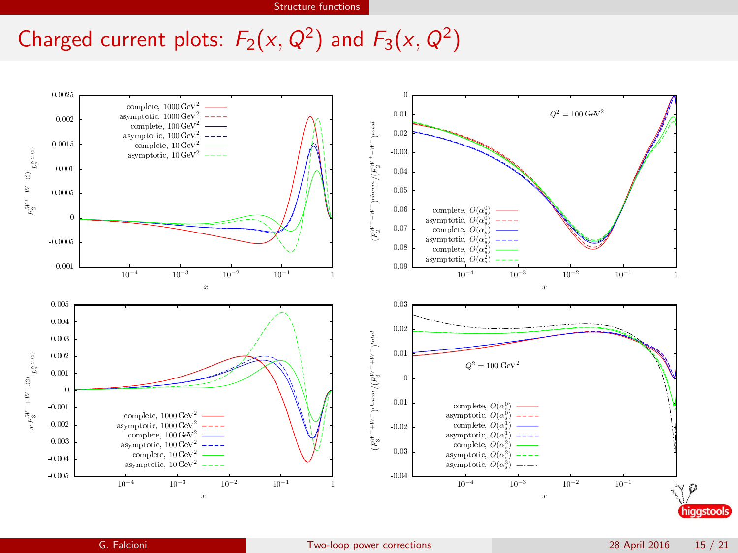# Charged current plots: $F_2(x, Q^2)$ and $F_3(x, Q^2)$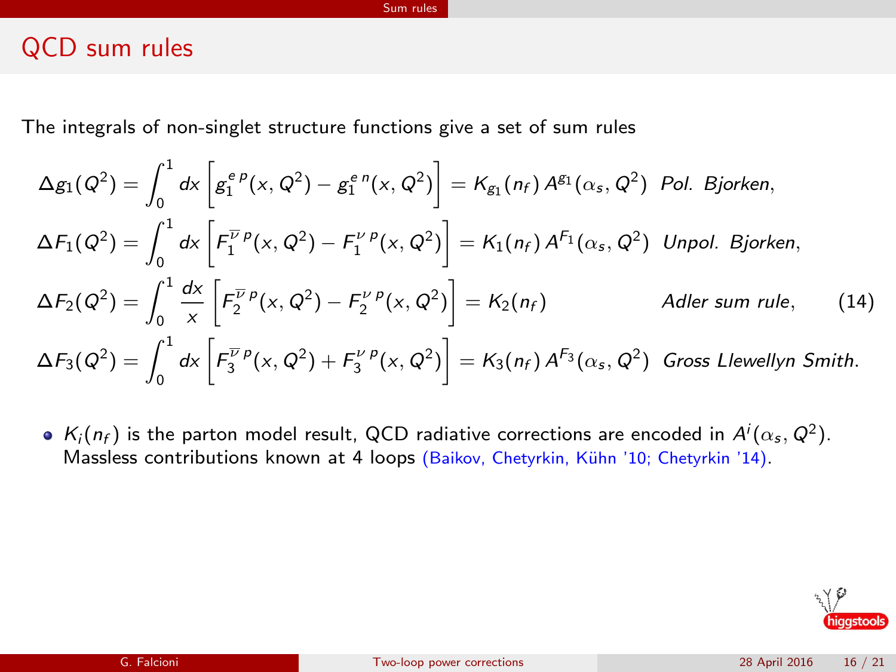## QCD sum rules

The integrals of non-singlet structure functions give a set of sum rules

$$
\begin{aligned}
\Delta g_1(Q^2) &= \int_0^1 dx \left[ g_1^{e\,p}(x,Q^2) - g_1^{e\,n}(x,Q^2) \right] = K_{g_1}(n_f)\, A^{g_1}(\alpha_s, Q^2) \quad \textit{Pol. Bjorken}, \\
\Delta F_1(Q^2) &= \int_0^1 dx \left[ F_1^{\overline{\nu}\,p}(x,Q^2) - F_1^{\nu\,p}(x,Q^2) \right] = K_1(n_f)\, A^{F_1}(\alpha_s, Q^2) \quad \textit{Unpol. Bjorken}, \\
\Delta F_2(Q^2) &= \int_0^1 \frac{dx}{x} \left[ F_2^{\overline{\nu}\,p}(x,Q^2) - F_2^{\nu\,p}(x,Q^2) \right] = K_2(n_f) \quad \textit{Adler sum rule}, \\
\Delta F_3(Q^2) &= \int_0^1 dx \left[ F_3^{\overline{\nu}\,p}(x,Q^2) + F_3^{\nu\,p}(x,Q^2) \right] = K_3(n_f)\, A^{F_3}(\alpha_s, Q^2) \quad \textit{Gross Llewellyn Smith}.
\end{aligned}
\tag{14}
$$

- $K_i(n_f)$ is the parton model result, QCD radiative corrections are encoded in $A^i(\alpha_s, Q^2)$. Massless contributions known at 4 loops (Baikov, Chetyrkin, Kühn '10; Chetyrkin '14).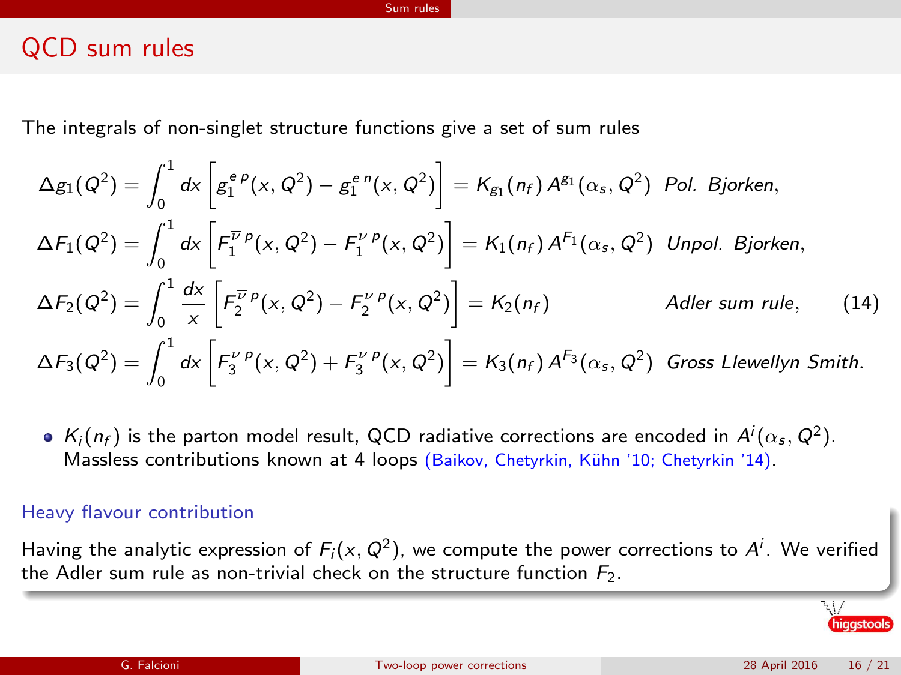# QCD sum rules

The integrals of non-singlet structure functions give a set of sum rules

$$
\begin{aligned}
\Delta g_1(Q^2) &= \int_0^1 dx \left[ g_1^{e\,p}(x,Q^2) - g_1^{e\,n}(x,Q^2) \right] = K_{g_1}(n_f)\, A^{g_1}(\alpha_s, Q^2) \quad \textit{Pol. Bjorken}, \\
\Delta F_1(Q^2) &= \int_0^1 dx \left[ F_1^{\overline{\nu}\,p}(x,Q^2) - F_1^{\nu\,p}(x,Q^2) \right] = K_1(n_f)\, A^{F_1}(\alpha_s, Q^2) \quad \textit{Unpol. Bjorken}, \\
\Delta F_2(Q^2) &= \int_0^1 \frac{dx}{x} \left[ F_2^{\overline{\nu}\,p}(x,Q^2) - F_2^{\nu\,p}(x,Q^2) \right] = K_2(n_f) \quad \textit{Adler sum rule}, \\
\Delta F_3(Q^2) &= \int_0^1 dx \left[ F_3^{\overline{\nu}\,p}(x,Q^2) + F_3^{\nu\,p}(x,Q^2) \right] = K_3(n_f)\, A^{F_3}(\alpha_s, Q^2) \quad \textit{Gross Llewellyn Smith}.
\end{aligned}
\tag{14}
$$

- $K_i(n_f)$ is the parton model result, QCD radiative corrections are encoded in $A^i(\alpha_s, Q^2)$. Massless contributions known at 4 loops (Baikov, Chetyrkin, Kühn '10; Chetyrkin '14).

### Heavy flavour contribution

Having the analytic expression of $F_i(x, Q^2)$, we compute the power corrections to $A^i$. We verified the Adler sum rule as non-trivial check on the structure function $F_2$.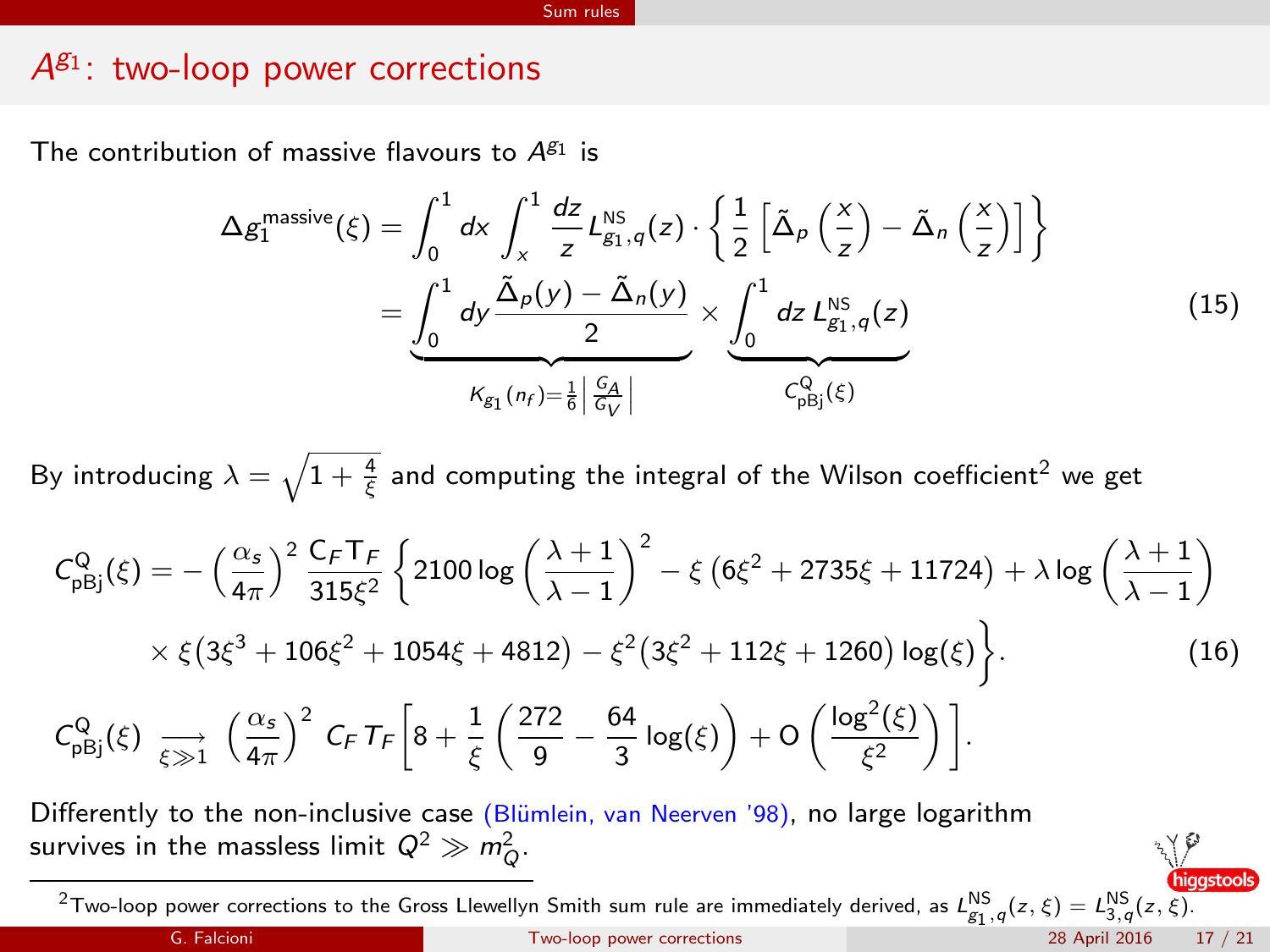## $A^{g_1}$: two-loop power corrections

The contribution of massive flavours to $A^{g_1}$ is

$$
\begin{aligned}
\Delta g_1^{\text{massive}}(\xi) &= \int_0^1 dx \int_x^1 \frac{dz}{z} L^{\text{NS}}_{g_1,q}(z) \cdot \left\{ \frac{1}{2} \left[ \tilde{\Delta}_p\left(\frac{x}{z}\right) - \tilde{\Delta}_n\left(\frac{x}{z}\right) \right] \right\} \\
&= \underbrace{\int_0^1 dy \, \frac{\tilde{\Delta}_p(y) - \tilde{\Delta}_n(y)}{2}}_{K_{g_1}(n_f) = \frac{1}{6}\left|\frac{G_A}{G_V}\right|} \times \underbrace{\int_0^1 dz \, L^{\text{NS}}_{g_1,q}(z)}_{C^{\text{Q}}_{\text{pBj}}(\xi)}
\end{aligned}
\tag{15}
$$

By introducing $\lambda = \sqrt{1 + \frac{4}{\xi}}$ and computing the integral of the Wilson coefficient[2] we get

$$
\begin{aligned}
C^{\text{Q}}_{\text{pBj}}(\xi) = &- \left(\frac{\alpha_s}{4\pi}\right)^2 \frac{C_F T_F}{315 \xi^2} \left\{ 2100 \log\left(\frac{\lambda+1}{\lambda-1}\right)^2 - \xi\left(6\xi^2 + 2735\xi + 11724\right) + \lambda \log\left(\frac{\lambda+1}{\lambda-1}\right) \right. \\
&\left. \times \, \xi\left(3\xi^3 + 106\xi^2 + 1054\xi + 4812\right) - \xi^2\left(3\xi^2 + 112\xi + 1260\right)\log(\xi) \right\}.
\end{aligned}
\tag{16}
$$

$$
C^{\text{Q}}_{\text{pBj}}(\xi) \underset{\xi \gg 1}{\longrightarrow} \left(\frac{\alpha_s}{4\pi}\right)^2 C_F T_F \left[ 8 + \frac{1}{\xi}\left(\frac{272}{9} - \frac{64}{3}\log(\xi)\right) + \text{O}\left(\frac{\log^2(\xi)}{\xi^2}\right) \right].
$$

Differently to the non-inclusive case (Blümlein, van Neerven '98), no large logarithm survives in the massless limit $Q^2 \gg m_Q^2$.

[2] Two-loop power corrections to the Gross Llewellyn Smith sum rule are immediately derived, as $L^{\text{NS}}_{g_1,q}(z,\xi) = L^{\text{NS}}_{3,q}(z,\xi)$.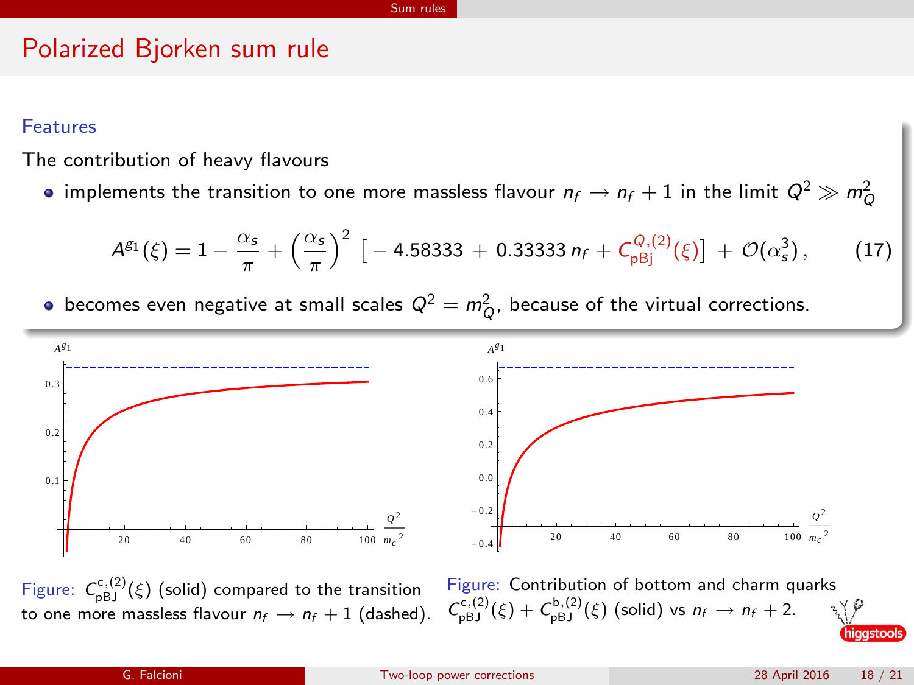# Polarized Bjorken sum rule

### Features

The contribution of heavy flavours

- implements the transition to one more massless flavour $n_f \to n_f + 1$ in the limit $Q^2 \gg m_Q^2$

$$A^{g_1}(\xi) = 1 - \frac{\alpha_s}{\pi} + \left(\frac{\alpha_s}{\pi}\right)^2 \left[ -4.58333 + 0.33333\, n_f + C^{Q,(2)}_{\rm pBj}(\xi) \right] + \mathcal{O}(\alpha_s^3), \qquad (17)$$

- becomes even negative at small scales $Q^2 = m_Q^2$, because of the virtual corrections.

Figure: $C^{c,(2)}_{\rm pBJ}(\xi)$ (solid) compared to the transition to one more massless flavour $n_f \to n_f + 1$ (dashed).

Figure: Contribution of bottom and charm quarks $C^{c,(2)}_{\rm pBJ}(\xi) + C^{b,(2)}_{\rm pBJ}(\xi)$ (solid) vs $n_f \to n_f + 2$.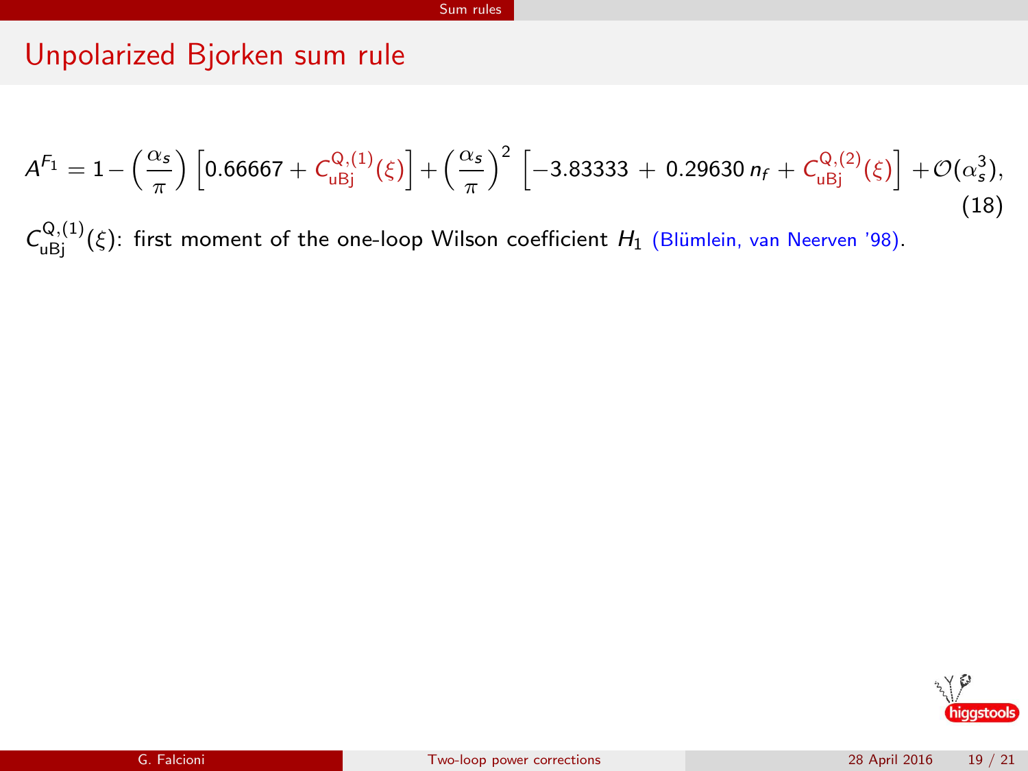## Unpolarized Bjorken sum rule

$$A^{F_1} = 1 - \left(\frac{\alpha_s}{\pi}\right)\left[0.66667 + C_{\text{uBj}}^{\text{Q},(1)}(\xi)\right] + \left(\frac{\alpha_s}{\pi}\right)^2\left[-3.83333 + 0.29630\,n_f + C_{\text{uBj}}^{\text{Q},(2)}(\xi)\right] + \mathcal{O}(\alpha_s^3), \tag{18}$$

$C_{\text{uBj}}^{\text{Q},(1)}(\xi)$: first moment of the one-loop Wilson coefficient $H_1$ (Blümlein, van Neerven '98).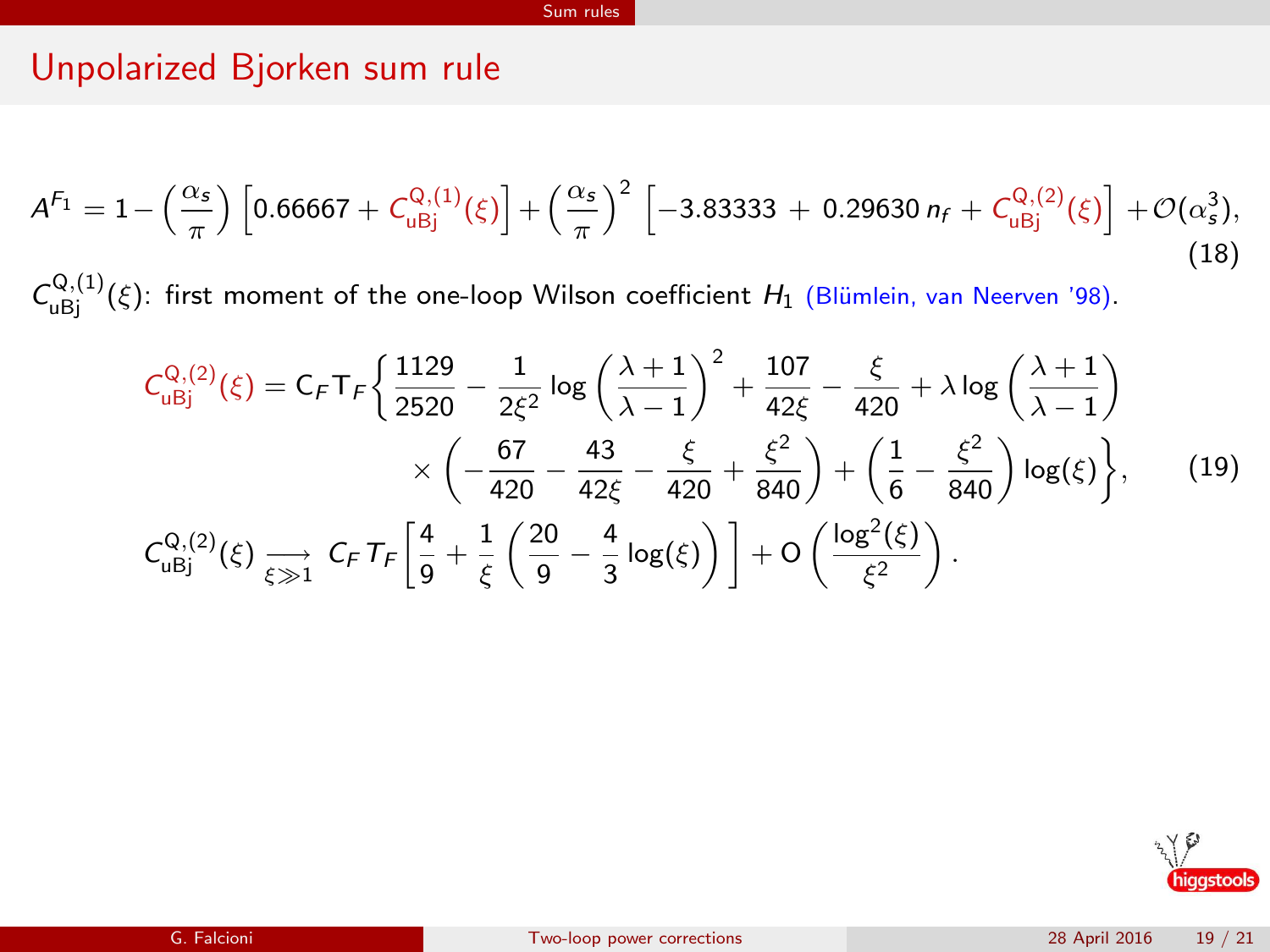## Unpolarized Bjorken sum rule

$$A^{F_1} = 1 - \left(\frac{\alpha_s}{\pi}\right)\left[0.66667 + C_{\text{uBj}}^{\text{Q},(1)}(\xi)\right] + \left(\frac{\alpha_s}{\pi}\right)^2 \left[-3.83333 + 0.29630\, n_f + C_{\text{uBj}}^{\text{Q},(2)}(\xi)\right] + \mathcal{O}(\alpha_s^3), \tag{18}$$

$C_{\text{uBj}}^{\text{Q},(1)}(\xi)$: first moment of the one-loop Wilson coefficient $H_1$ (Blümlein, van Neerven '98).

$$C_{\text{uBj}}^{\text{Q},(2)}(\xi) = \mathsf{C}_F \mathsf{T}_F \Bigg\{ \frac{1129}{2520} - \frac{1}{2\xi^2}\log\left(\frac{\lambda+1}{\lambda-1}\right)^2 + \frac{107}{42\xi} - \frac{\xi}{420} + \lambda \log\left(\frac{\lambda+1}{\lambda-1}\right) \times \left(-\frac{67}{420} - \frac{43}{42\xi} - \frac{\xi}{420} + \frac{\xi^2}{840}\right) + \left(\frac{1}{6} - \frac{\xi^2}{840}\right)\log(\xi)\Bigg\}, \tag{19}$$

$$C_{\text{uBj}}^{\text{Q},(2)}(\xi) \underset{\xi \gg 1}{\longrightarrow} C_F T_F \left[\frac{4}{9} + \frac{1}{\xi}\left(\frac{20}{9} - \frac{4}{3}\log(\xi)\right)\right] + \mathrm{O}\left(\frac{\log^2(\xi)}{\xi^2}\right).$$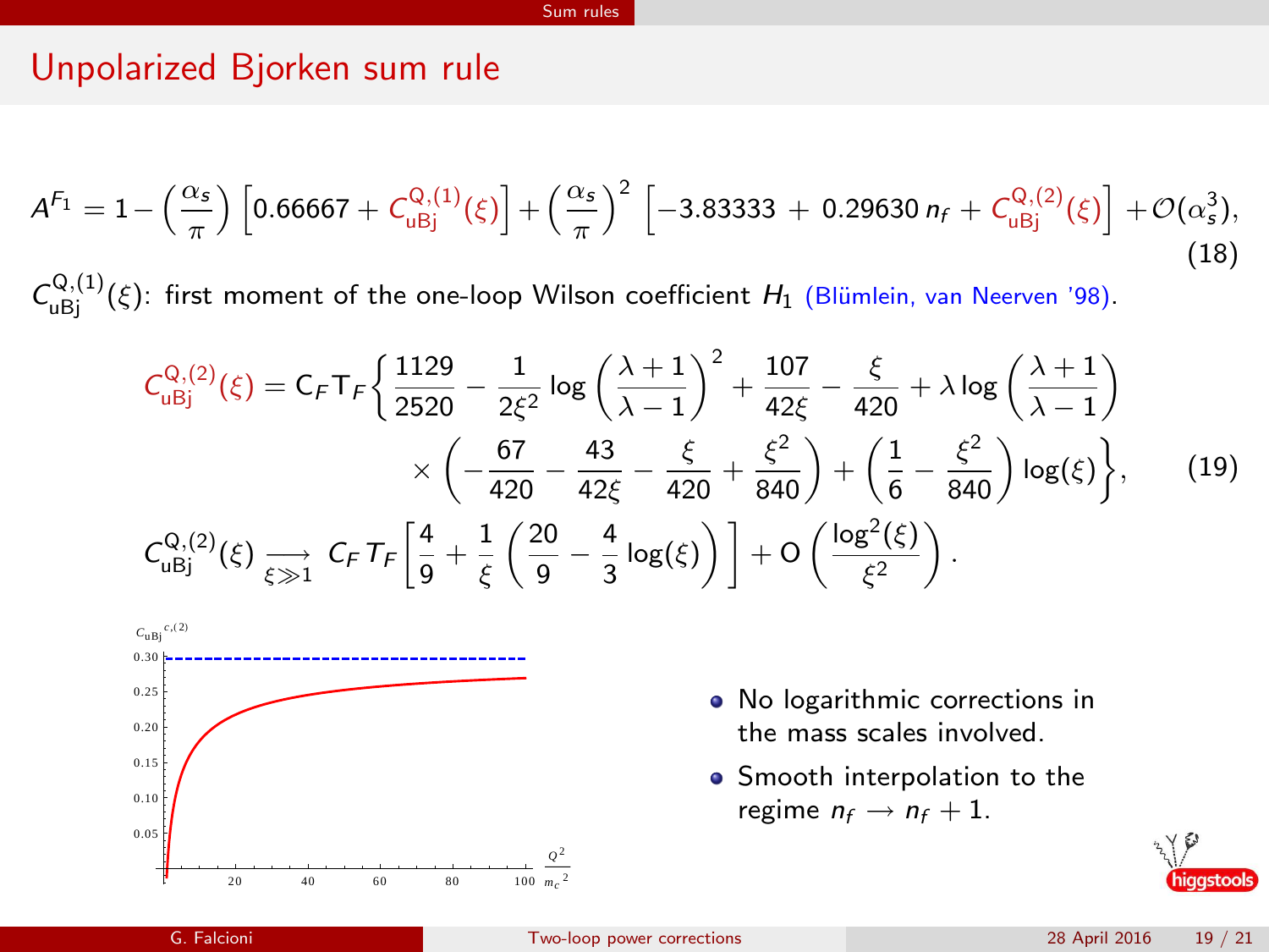## Unpolarized Bjorken sum rule

$$A^{F_1} = 1 - \left(\frac{\alpha_s}{\pi}\right)\left[0.66667 + C_{\rm uBj}^{\rm Q,(1)}(\xi)\right] + \left(\frac{\alpha_s}{\pi}\right)^2 \left[-3.83333 + 0.29630\, n_f + C_{\rm uBj}^{\rm Q,(2)}(\xi)\right] + \mathcal{O}(\alpha_s^3), \tag{18}$$

$C_{\rm uBj}^{\rm Q,(1)}(\xi)$: first moment of the one-loop Wilson coefficient $H_1$ (Blümlein, van Neerven '98).

$$C_{\rm uBj}^{\rm Q,(2)}(\xi) = \mathrm{C}_F \mathrm{T}_F \left\{ \frac{1129}{2520} - \frac{1}{2\xi^2}\log\left(\frac{\lambda+1}{\lambda-1}\right)^2 + \frac{107}{42\xi} - \frac{\xi}{420} + \lambda \log\left(\frac{\lambda+1}{\lambda-1}\right) \times \left(-\frac{67}{420} - \frac{43}{42\xi} - \frac{\xi}{420} + \frac{\xi^2}{840}\right) + \left(\frac{1}{6} - \frac{\xi^2}{840}\right)\log(\xi) \right\}, \tag{19}$$

$$C_{\rm uBj}^{\rm Q,(2)}(\xi) \underset{\xi \gg 1}{\longrightarrow} C_F T_F \left[\frac{4}{9} + \frac{1}{\xi}\left(\frac{20}{9} - \frac{4}{3}\log(\xi)\right)\right] + \mathrm{O}\left(\frac{\log^2(\xi)}{\xi^2}\right).$$

- No logarithmic corrections in the mass scales involved.
- Smooth interpolation to the regime $n_f \longrightarrow n_f + 1$.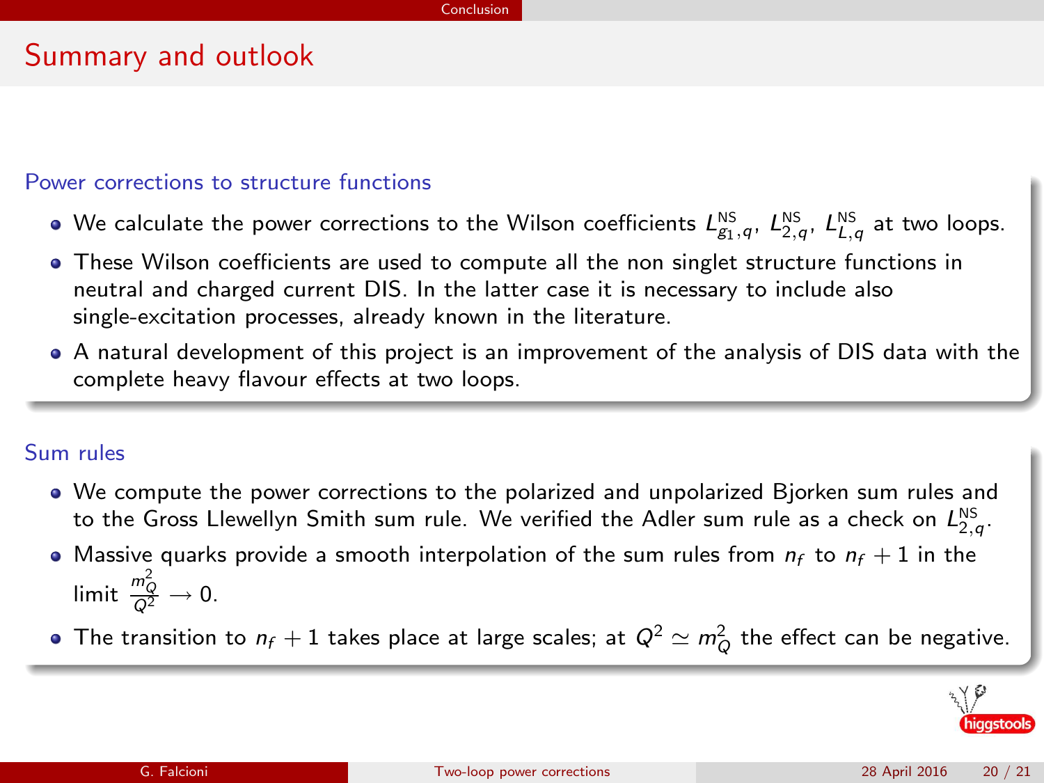# Summary and outlook

## Power corrections to structure functions

- We calculate the power corrections to the Wilson coefficients $L^{\rm NS}_{g_1,q}$, $L^{\rm NS}_{2,q}$, $L^{\rm NS}_{L,q}$ at two loops.
- These Wilson coefficients are used to compute all the non singlet structure functions in neutral and charged current DIS. In the latter case it is necessary to include also single-excitation processes, already known in the literature.
- A natural development of this project is an improvement of the analysis of DIS data with the complete heavy flavour effects at two loops.

## Sum rules

- We compute the power corrections to the polarized and unpolarized Bjorken sum rules and to the Gross Llewellyn Smith sum rule. We verified the Adler sum rule as a check on $L^{\rm NS}_{2,q}$.
- Massive quarks provide a smooth interpolation of the sum rules from $n_f$ to $n_f + 1$ in the limit $\frac{m_Q^2}{Q^2} \to 0$.
- The transition to $n_f + 1$ takes place at large scales; at $Q^2 \simeq m_Q^2$ the effect can be negative.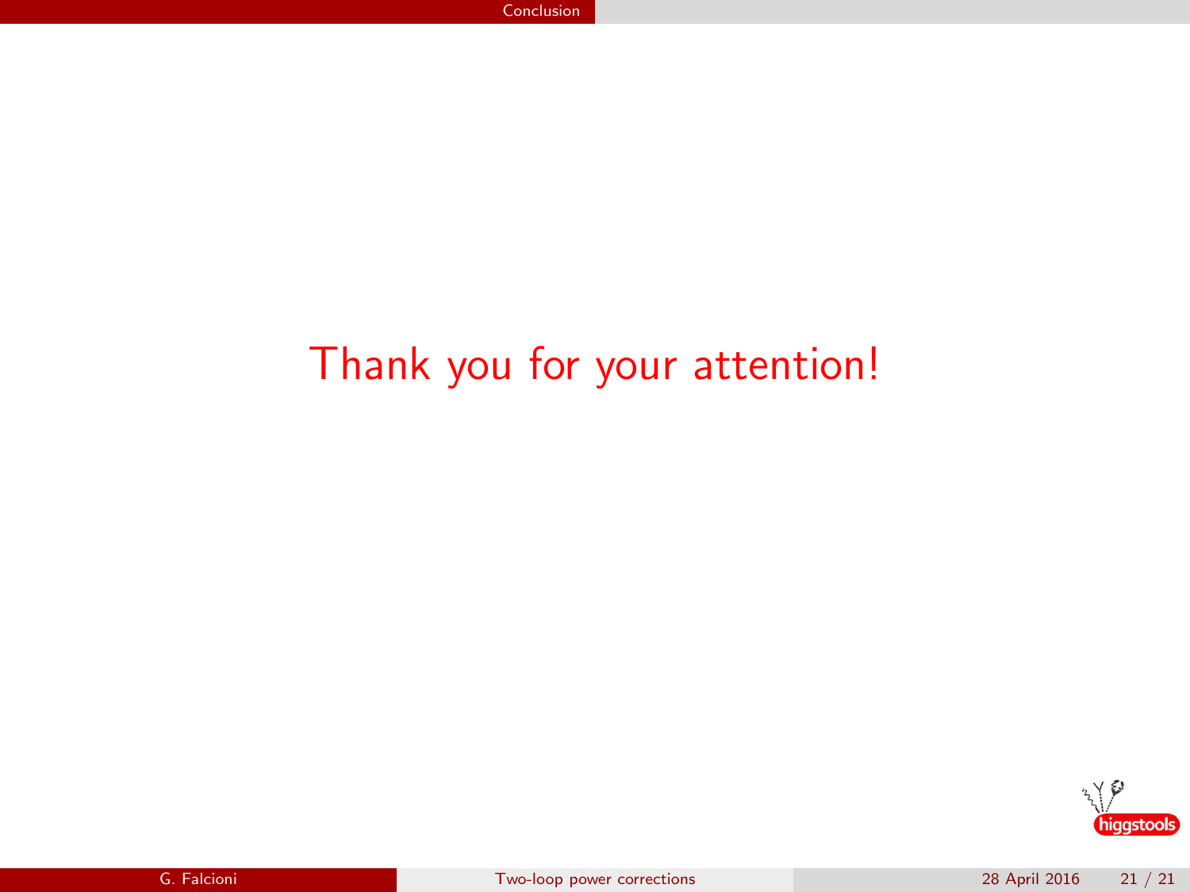Thank you for your attention!